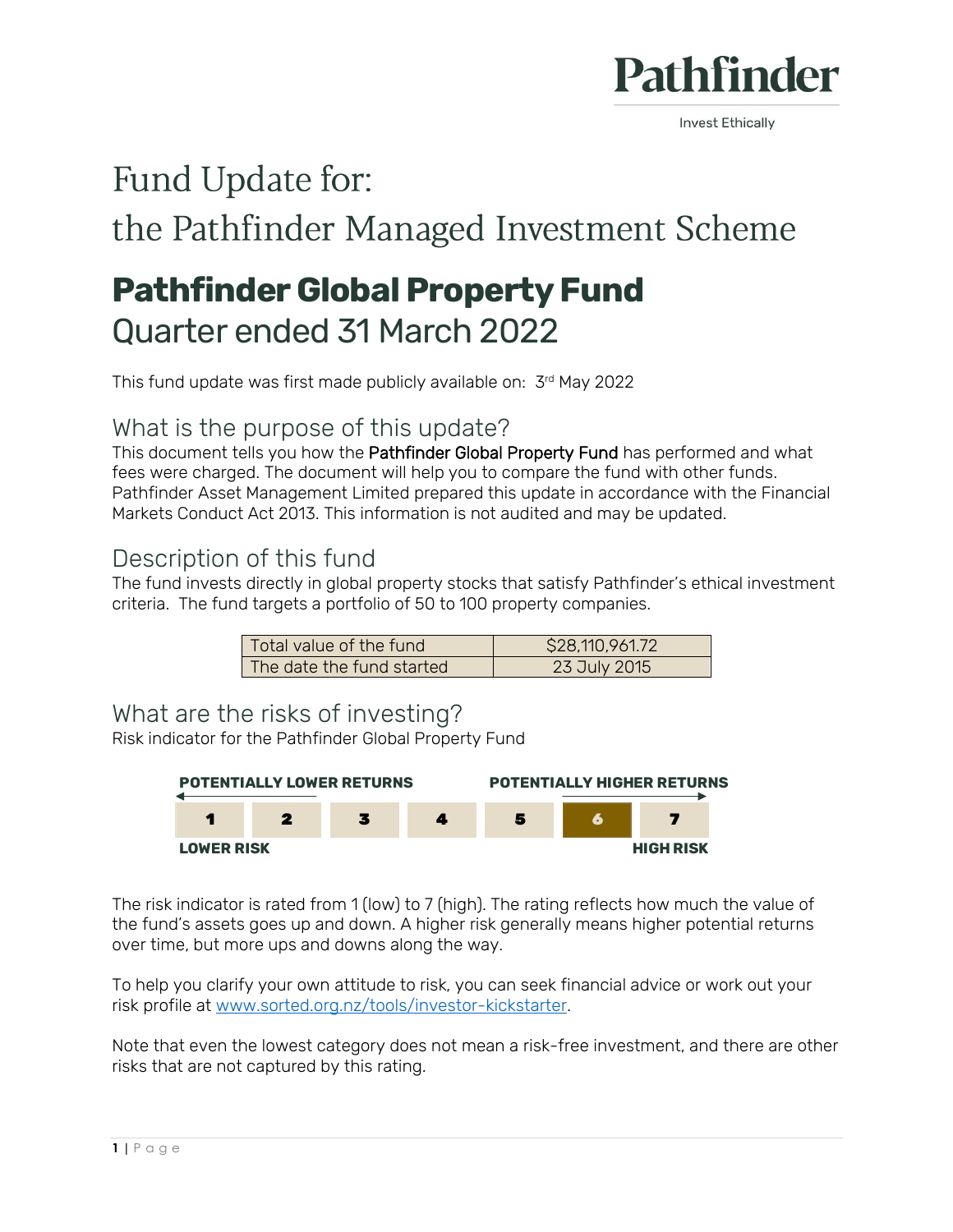Pathfinder

Invest Ethically

# Fund Update for:
# the Pathfinder Managed Investment Scheme

## Pathfinder Global Property Fund
## Quarter ended 31 March 2022

This fund update was first made publicly available on: 3rd May 2022

### What is the purpose of this update?

This document tells you how the Pathfinder Global Property Fund has performed and what fees were charged. The document will help you to compare the fund with other funds. Pathfinder Asset Management Limited prepared this update in accordance with the Financial Markets Conduct Act 2013. This information is not audited and may be updated.

### Description of this fund

The fund invests directly in global property stocks that satisfy Pathfinder's ethical investment criteria. The fund targets a portfolio of 50 to 100 property companies.

| Total value of the fund | $28,110,961.72 |
|---|---|
| The date the fund started | 23 July 2015 |

### What are the risks of investing?

Risk indicator for the Pathfinder Global Property Fund

| POTENTIALLY LOWER RETURNS | | | | | | POTENTIALLY HIGHER RETURNS |
|---|---|---|---|---|---|---|
| 1 | 2 | 3 | 4 | 5 | **6** | 7 |
| LOWER RISK | | | | | | HIGH RISK |

The risk indicator is rated from 1 (low) to 7 (high). The rating reflects how much the value of the fund's assets goes up and down. A higher risk generally means higher potential returns over time, but more ups and downs along the way.

To help you clarify your own attitude to risk, you can seek financial advice or work out your risk profile at www.sorted.org.nz/tools/investor-kickstarter.

Note that even the lowest category does not mean a risk-free investment, and there are other risks that are not captured by this rating.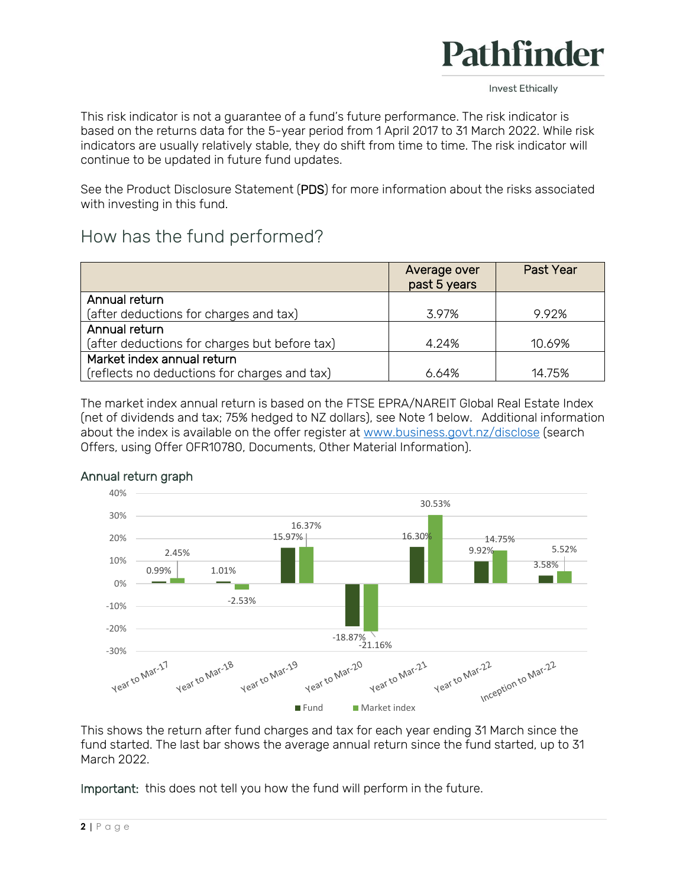This risk indicator is not a guarantee of a fund's future performance. The risk indicator is based on the returns data for the 5-year period from 1 April 2017 to 31 March 2022. While risk indicators are usually relatively stable, they do shift from time to time. The risk indicator will continue to be updated in future fund updates.

See the Product Disclosure Statement (PDS) for more information about the risks associated with investing in this fund.

## How has the fund performed?

| | Average over past 5 years | Past Year |
|---|---|---|
| Annual return (after deductions for charges and tax) | 3.97% | 9.92% |
| Annual return (after deductions for charges but before tax) | 4.24% | 10.69% |
| Market index annual return (reflects no deductions for charges and tax) | 6.64% | 14.75% |

The market index annual return is based on the FTSE EPRA/NAREIT Global Real Estate Index (net of dividends and tax; 75% hedged to NZ dollars), see Note 1 below. Additional information about the index is available on the offer register at www.business.govt.nz/disclose (search Offers, using Offer OFR10780, Documents, Other Material Information).

### Annual return graph

| | Fund | Market index |
|---|---|---|
| Year to Mar-17 | 0.99% | 2.45% |
| Year to Mar-18 | 1.01% | -2.53% |
| Year to Mar-19 | 15.97% | 16.37% |
| Year to Mar-20 | -18.87% | -21.16% |
| Year to Mar-21 | 16.30% | 30.53% |
| Year to Mar-22 | 9.92% | 14.75% |
| Inception to Mar-22 | 3.58% | 5.52% |

This shows the return after fund charges and tax for each year ending 31 March since the fund started. The last bar shows the average annual return since the fund started, up to 31 March 2022.

Important: this does not tell you how the fund will perform in the future.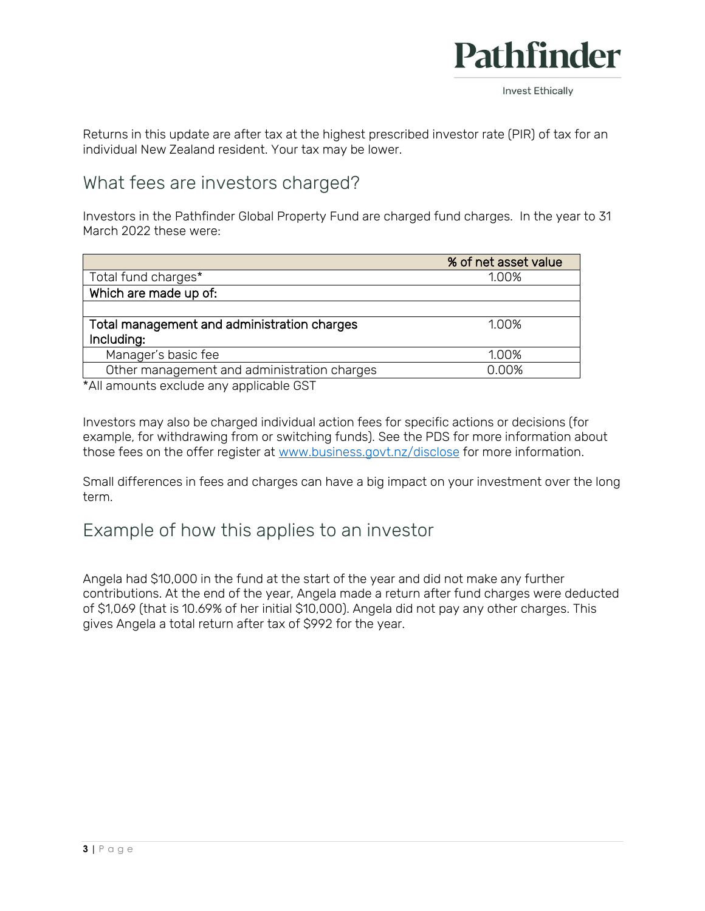Returns in this update are after tax at the highest prescribed investor rate (PIR) of tax for an individual New Zealand resident. Your tax may be lower.

## What fees are investors charged?

Investors in the Pathfinder Global Property Fund are charged fund charges. In the year to 31 March 2022 these were:

| | % of net asset value |
|---|---|
| Total fund charges* | 1.00% |
| **Which are made up of:** | |
| | |
| **Total management and administration charges Including:** | 1.00% |
| Manager's basic fee | 1.00% |
| Other management and administration charges | 0.00% |

*All amounts exclude any applicable GST

Investors may also be charged individual action fees for specific actions or decisions (for example, for withdrawing from or switching funds). See the PDS for more information about those fees on the offer register at [www.business.govt.nz/disclose](www.business.govt.nz/disclose) for more information.

Small differences in fees and charges can have a big impact on your investment over the long term.

## Example of how this applies to an investor

Angela had $10,000 in the fund at the start of the year and did not make any further contributions. At the end of the year, Angela made a return after fund charges were deducted of $1,069 (that is 10.69% of her initial $10,000). Angela did not pay any other charges. This gives Angela a total return after tax of $992 for the year.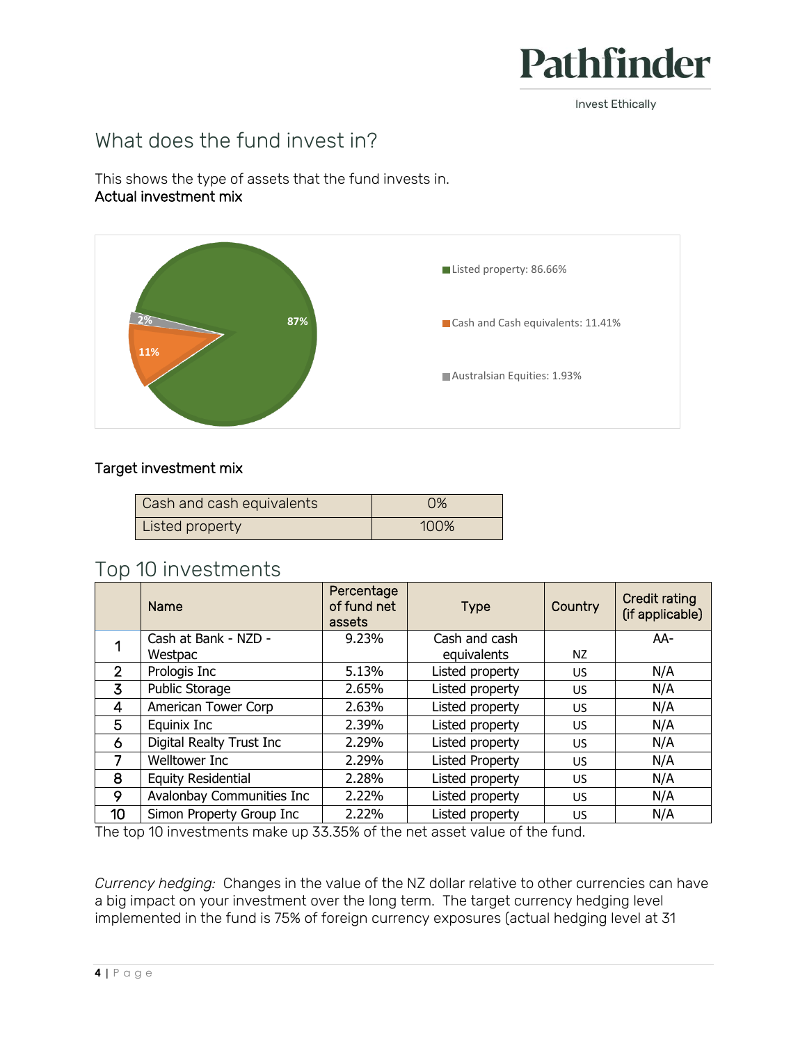Pathfinder

Invest Ethically

## What does the fund invest in?

This shows the type of assets that the fund invests in.

**Actual investment mix**

- Listed property: 86.66%
- Cash and Cash equivalents: 11.41%
- Australasian Equities: 1.93%

**Target investment mix**

| Asset | Target |
|---|---|
| Cash and cash equivalents | 0% |
| Listed property | 100% |

## Top 10 investments

| | Name | Percentage of fund net assets | Type | Country | Credit rating (if applicable) |
|---|---|---|---|---|---|
| 1 | Cash at Bank - NZD - Westpac | 9.23% | Cash and cash equivalents | NZ | AA- |
| 2 | Prologis Inc | 5.13% | Listed property | US | N/A |
| 3 | Public Storage | 2.65% | Listed property | US | N/A |
| 4 | American Tower Corp | 2.63% | Listed property | US | N/A |
| 5 | Equinix Inc | 2.39% | Listed property | US | N/A |
| 6 | Digital Realty Trust Inc | 2.29% | Listed property | US | N/A |
| 7 | Welltower Inc | 2.29% | Listed Property | US | N/A |
| 8 | Equity Residential | 2.28% | Listed property | US | N/A |
| 9 | Avalonbay Communities Inc | 2.22% | Listed property | US | N/A |
| 10 | Simon Property Group Inc | 2.22% | Listed property | US | N/A |

The top 10 investments make up 33.35% of the net asset value of the fund.

*Currency hedging:* Changes in the value of the NZ dollar relative to other currencies can have a big impact on your investment over the long term. The target currency hedging level implemented in the fund is 75% of foreign currency exposures (actual hedging level at 31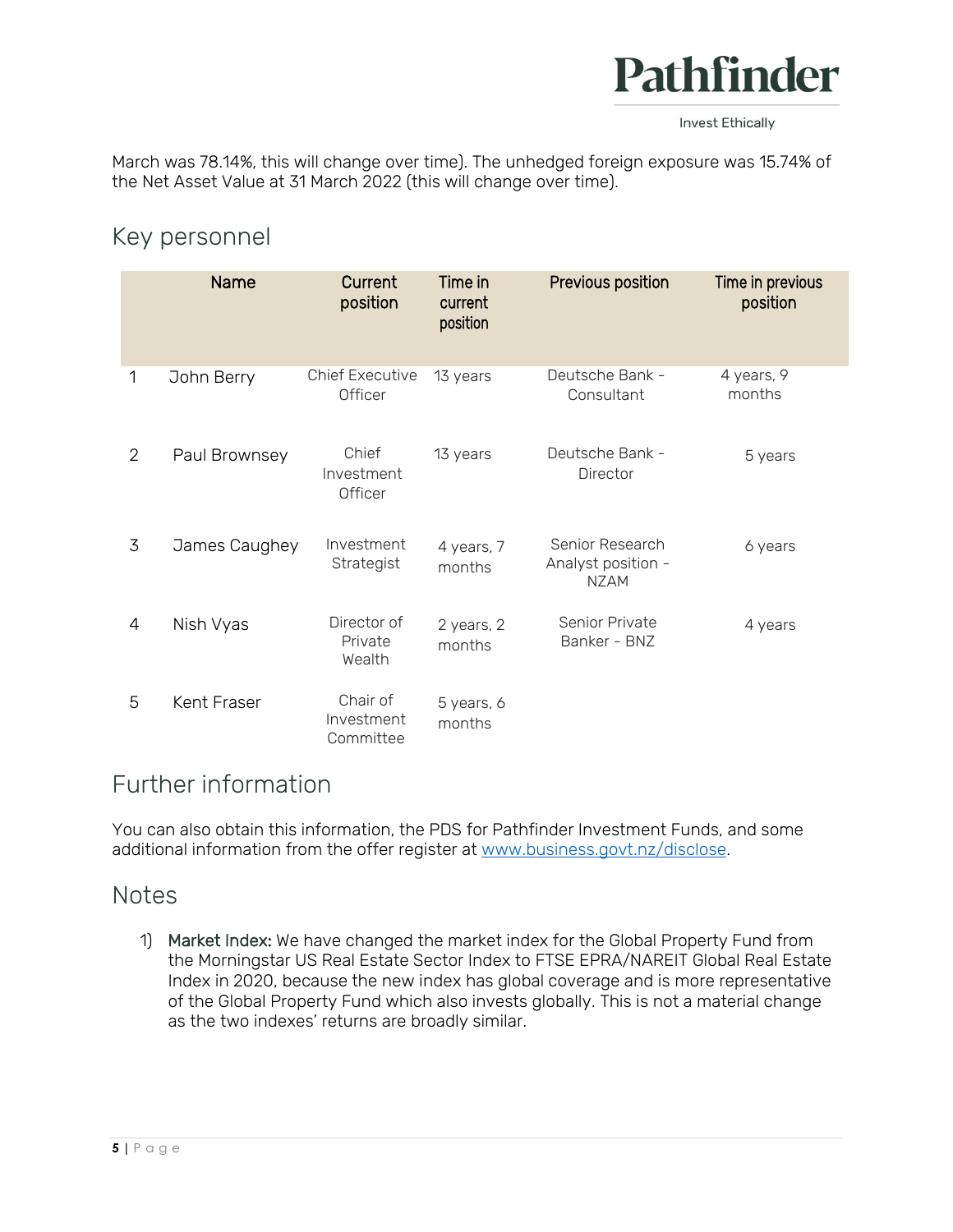March was 78.14%, this will change over time). The unhedged foreign exposure was 15.74% of the Net Asset Value at 31 March 2022 (this will change over time).

## Key personnel

| | Name | Current position | Time in current position | Previous position | Time in previous position |
|---|---|---|---|---|---|
| 1 | John Berry | Chief Executive Officer | 13 years | Deutsche Bank - Consultant | 4 years, 9 months |
| 2 | Paul Brownsey | Chief Investment Officer | 13 years | Deutsche Bank - Director | 5 years |
| 3 | James Caughey | Investment Strategist | 4 years, 7 months | Senior Research Analyst position - NZAM | 6 years |
| 4 | Nish Vyas | Director of Private Wealth | 2 years, 2 months | Senior Private Banker - BNZ | 4 years |
| 5 | Kent Fraser | Chair of Investment Committee | 5 years, 6 months | | |

## Further information

You can also obtain this information, the PDS for Pathfinder Investment Funds, and some additional information from the offer register at www.business.govt.nz/disclose.

## Notes

1) **Market Index:** We have changed the market index for the Global Property Fund from the Morningstar US Real Estate Sector Index to FTSE EPRA/NAREIT Global Real Estate Index in 2020, because the new index has global coverage and is more representative of the Global Property Fund which also invests globally. This is not a material change as the two indexes' returns are broadly similar.